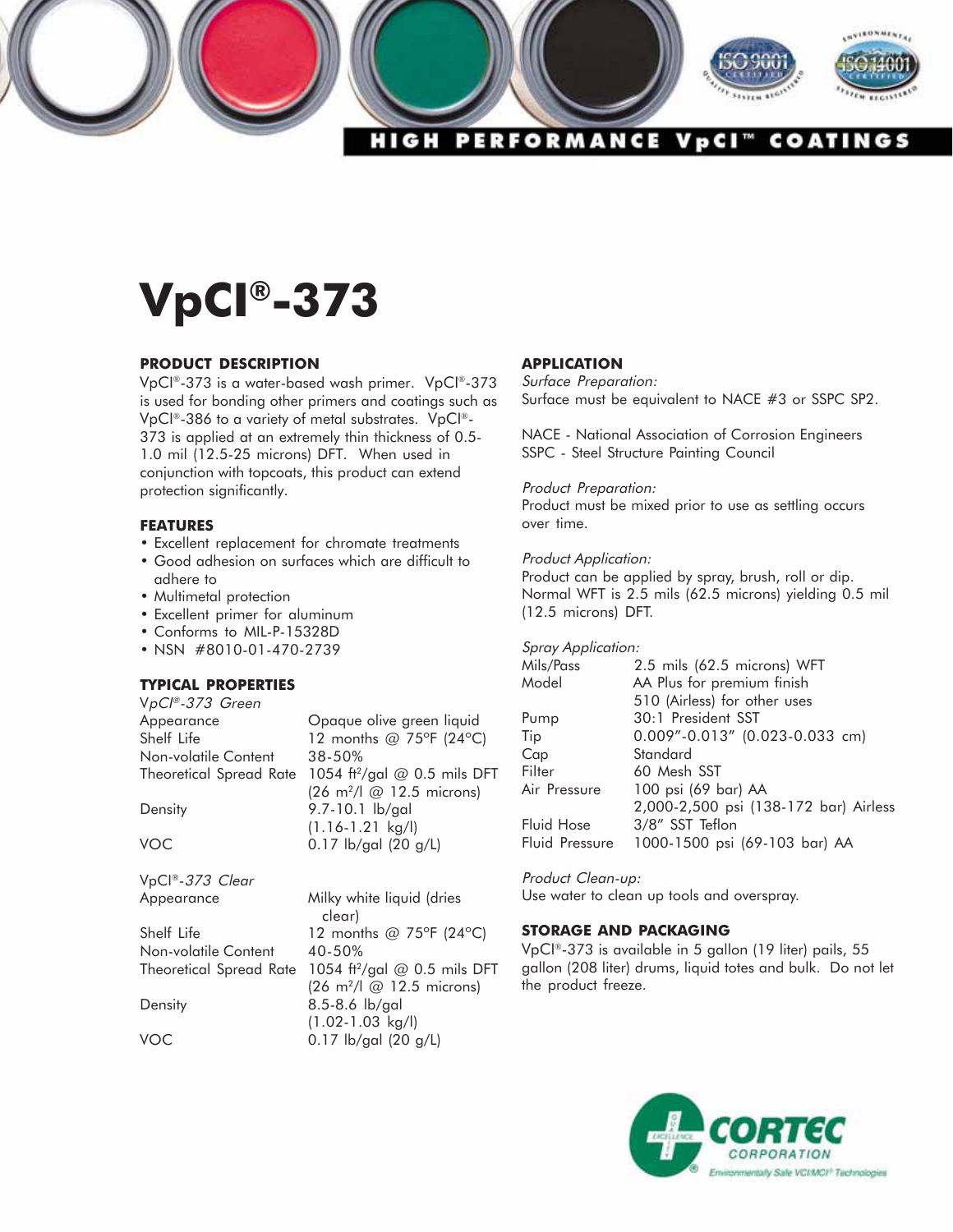HIGH PERFORMANCE VpCI™ COATINGS

# VpCI®-373

## PRODUCT DESCRIPTION

VpCI®-373 is a water-based wash primer. VpCI®-373 is used for bonding other primers and coatings such as VpCI®-386 to a variety of metal substrates. VpCI®-373 is applied at an extremely thin thickness of 0.5-1.0 mil (12.5-25 microns) DFT. When used in conjunction with topcoats, this product can extend protection significantly.

## FEATURES

- Excellent replacement for chromate treatments
- Good adhesion on surfaces which are difficult to adhere to
- Multimetal protection
- Excellent primer for aluminum
- Conforms to MIL-P-15328D
- NSN #8010-01-470-2739

## TYPICAL PROPERTIES

*VpCI®-373 Green*

| | |
|---|---|
| Appearance | Opaque olive green liquid |
| Shelf Life | 12 months @ 75°F (24°C) |
| Non-volatile Content | 38-50% |
| Theoretical Spread Rate | 1054 ft²/gal @ 0.5 mils DFT (26 m²/l @ 12.5 microns) |
| Density | 9.7-10.1 lb/gal (1.16-1.21 kg/l) |
| VOC | 0.17 lb/gal (20 g/L) |

*VpCI®-373 Clear*

| | |
|---|---|
| Appearance | Milky white liquid (dries clear) |
| Shelf Life | 12 months @ 75°F (24°C) |
| Non-volatile Content | 40-50% |
| Theoretical Spread Rate | 1054 ft²/gal @ 0.5 mils DFT (26 m²/l @ 12.5 microns) |
| Density | 8.5-8.6 lb/gal (1.02-1.03 kg/l) |
| VOC | 0.17 lb/gal (20 g/L) |

## APPLICATION

*Surface Preparation:*
Surface must be equivalent to NACE #3 or SSPC SP2.

NACE - National Association of Corrosion Engineers
SSPC - Steel Structure Painting Council

*Product Preparation:*
Product must be mixed prior to use as settling occurs over time.

*Product Application:*
Product can be applied by spray, brush, roll or dip. Normal WFT is 2.5 mils (62.5 microns) yielding 0.5 mil (12.5 microns) DFT.

*Spray Application:*

| | |
|---|---|
| Mils/Pass | 2.5 mils (62.5 microns) WFT |
| Model | AA Plus for premium finish; 510 (Airless) for other uses |
| Pump | 30:1 President SST |
| Tip | 0.009"-0.013" (0.023-0.033 cm) |
| Cap | Standard |
| Filter | 60 Mesh SST |
| Air Pressure | 100 psi (69 bar) AA; 2,000-2,500 psi (138-172 bar) Airless |
| Fluid Hose | 3/8" SST Teflon |
| Fluid Pressure | 1000-1500 psi (69-103 bar) AA |

*Product Clean-up:*
Use water to clean up tools and overspray.

## STORAGE AND PACKAGING

VpCI®-373 is available in 5 gallon (19 liter) pails, 55 gallon (208 liter) drums, liquid totes and bulk. Do not let the product freeze.

CORTEC CORPORATION
Environmentally Safe VCI/MCI® Technologies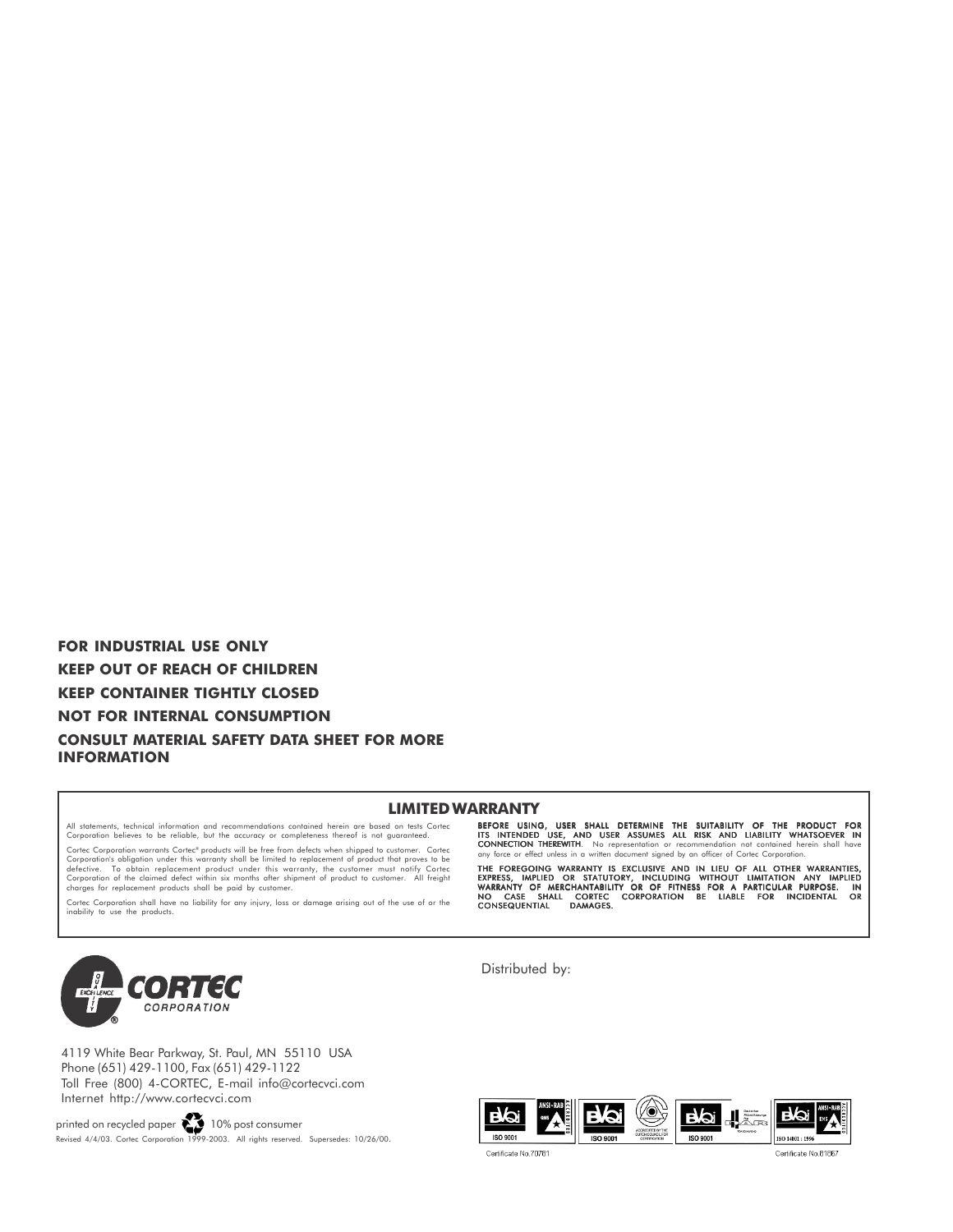**FOR INDUSTRIAL USE ONLY**

**KEEP OUT OF REACH OF CHILDREN**

**KEEP CONTAINER TIGHTLY CLOSED**

**NOT FOR INTERNAL CONSUMPTION**

**CONSULT MATERIAL SAFETY DATA SHEET FOR MORE INFORMATION**

## LIMITED WARRANTY

All statements, technical information and recommendations contained herein are based on tests Cortec Corporation believes to be reliable, but the accuracy or completeness thereof is not guaranteed.

Cortec Corporation warrants Cortec® products will be free from defects when shipped to customer. Cortec Corporation's obligation under this warranty shall be limited to replacement of product that proves to be defective. To obtain replacement product under this warranty, the customer must notify Cortec Corporation of the claimed defect within six months after shipment of product to customer. All freight charges for replacement products shall be paid by customer.

Cortec Corporation shall have no liability for any injury, loss or damage arising out of the use of or the inability to use the products.

**BEFORE USING, USER SHALL DETERMINE THE SUITABILITY OF THE PRODUCT FOR ITS INTENDED USE, AND USER ASSUMES ALL RISK AND LIABILITY WHATSOEVER IN CONNECTION THEREWITH.** No representation or recommendation not contained herein shall have any force or effect unless in a written document signed by an officer of Cortec Corporation.

**THE FOREGOING WARRANTY IS EXCLUSIVE AND IN LIEU OF ALL OTHER WARRANTIES, EXPRESS, IMPLIED OR STATUTORY, INCLUDING WITHOUT LIMITATION ANY IMPLIED WARRANTY OF MERCHANTABILITY OR OF FITNESS FOR A PARTICULAR PURPOSE. IN NO CASE SHALL CORTEC CORPORATION BE LIABLE FOR INCIDENTAL OR CONSEQUENTIAL DAMAGES.**

CORTEC CORPORATION

4119 White Bear Parkway, St. Paul, MN 55110 USA
Phone (651) 429-1100, Fax (651) 429-1122
Toll Free (800) 4-CORTEC, E-mail info@cortecvci.com
Internet http://www.cortecvci.com

printed on recycled paper 10% post consumer

Revised 4/4/03. Cortec Corporation 1999-2003. All rights reserved. Supersedes: 10/26/00.

Distributed by:

ISO 9001 ISO 9001 ISO 9001 ISO 14001 : 1996

Certificate No.70781 Certificate No.81867